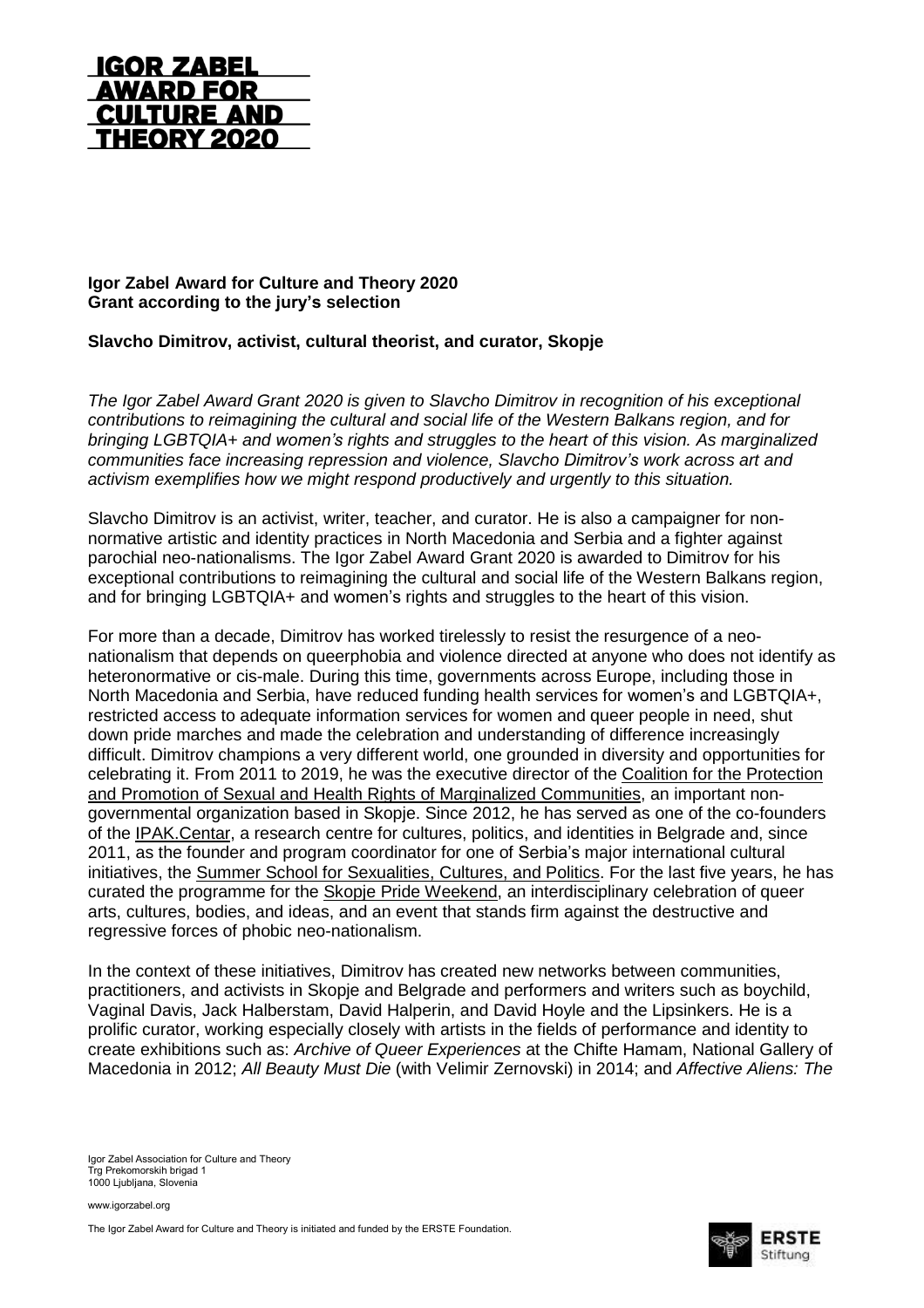# IGOR ZABEL AWARD FOR CULTURE AND THEORY 2020

**Igor Zabel Award for Culture and Theory 2020**
**Grant according to the jury's selection**

**Slavcho Dimitrov, activist, cultural theorist, and curator, Skopje**

*The Igor Zabel Award Grant 2020 is given to Slavcho Dimitrov in recognition of his exceptional contributions to reimagining the cultural and social life of the Western Balkans region, and for bringing LGBTQIA+ and women's rights and struggles to the heart of this vision. As marginalized communities face increasing repression and violence, Slavcho Dimitrov's work across art and activism exemplifies how we might respond productively and urgently to this situation.*

Slavcho Dimitrov is an activist, writer, teacher, and curator. He is also a campaigner for non-normative artistic and identity practices in North Macedonia and Serbia and a fighter against parochial neo-nationalisms. The Igor Zabel Award Grant 2020 is awarded to Dimitrov for his exceptional contributions to reimagining the cultural and social life of the Western Balkans region, and for bringing LGBTQIA+ and women's rights and struggles to the heart of this vision.

For more than a decade, Dimitrov has worked tirelessly to resist the resurgence of a neo-nationalism that depends on queerphobia and violence directed at anyone who does not identify as heteronormative or cis-male. During this time, governments across Europe, including those in North Macedonia and Serbia, have reduced funding health services for women's and LGBTQIA+, restricted access to adequate information services for women and queer people in need, shut down pride marches and made the celebration and understanding of difference increasingly difficult. Dimitrov champions a very different world, one grounded in diversity and opportunities for celebrating it. From 2011 to 2019, he was the executive director of the Coalition for the Protection and Promotion of Sexual and Health Rights of Marginalized Communities, an important non-governmental organization based in Skopje. Since 2012, he has served as one of the co-founders of the IPAK.Centar, a research centre for cultures, politics, and identities in Belgrade and, since 2011, as the founder and program coordinator for one of Serbia's major international cultural initiatives, the Summer School for Sexualities, Cultures, and Politics. For the last five years, he has curated the programme for the Skopje Pride Weekend, an interdisciplinary celebration of queer arts, cultures, bodies, and ideas, and an event that stands firm against the destructive and regressive forces of phobic neo-nationalism.

In the context of these initiatives, Dimitrov has created new networks between communities, practitioners, and activists in Skopje and Belgrade and performers and writers such as boychild, Vaginal Davis, Jack Halberstam, David Halperin, and David Hoyle and the Lipsinkers. He is a prolific curator, working especially closely with artists in the fields of performance and identity to create exhibitions such as: *Archive of Queer Experiences* at the Chifte Hamam, National Gallery of Macedonia in 2012; *All Beauty Must Die* (with Velimir Zernovski) in 2014; and *Affective Aliens: The*

Igor Zabel Association for Culture and Theory
Trg Prekomorskih brigad 1
1000 Ljubljana, Slovenia

www.igorzabel.org

The Igor Zabel Award for Culture and Theory is initiated and funded by the ERSTE Foundation.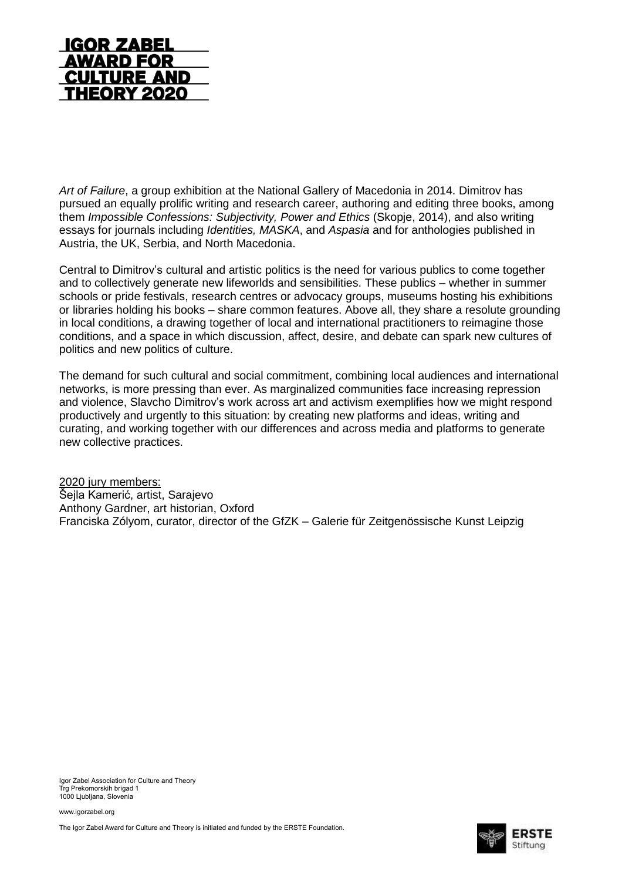*Art of Failure*, a group exhibition at the National Gallery of Macedonia in 2014. Dimitrov has pursued an equally prolific writing and research career, authoring and editing three books, among them *Impossible Confessions: Subjectivity, Power and Ethics* (Skopje, 2014), and also writing essays for journals including *Identities, MASKA*, and *Aspasia* and for anthologies published in Austria, the UK, Serbia, and North Macedonia.

Central to Dimitrov's cultural and artistic politics is the need for various publics to come together and to collectively generate new lifeworlds and sensibilities. These publics – whether in summer schools or pride festivals, research centres or advocacy groups, museums hosting his exhibitions or libraries holding his books – share common features. Above all, they share a resolute grounding in local conditions, a drawing together of local and international practitioners to reimagine those conditions, and a space in which discussion, affect, desire, and debate can spark new cultures of politics and new politics of culture.

The demand for such cultural and social commitment, combining local audiences and international networks, is more pressing than ever. As marginalized communities face increasing repression and violence, Slavcho Dimitrov's work across art and activism exemplifies how we might respond productively and urgently to this situation: by creating new platforms and ideas, writing and curating, and working together with our differences and across media and platforms to generate new collective practices.

<u>2020 jury members:</u>
Šejla Kamerić, artist, Sarajevo
Anthony Gardner, art historian, Oxford
Franciska Zólyom, curator, director of the GfZK – Galerie für Zeitgenössische Kunst Leipzig